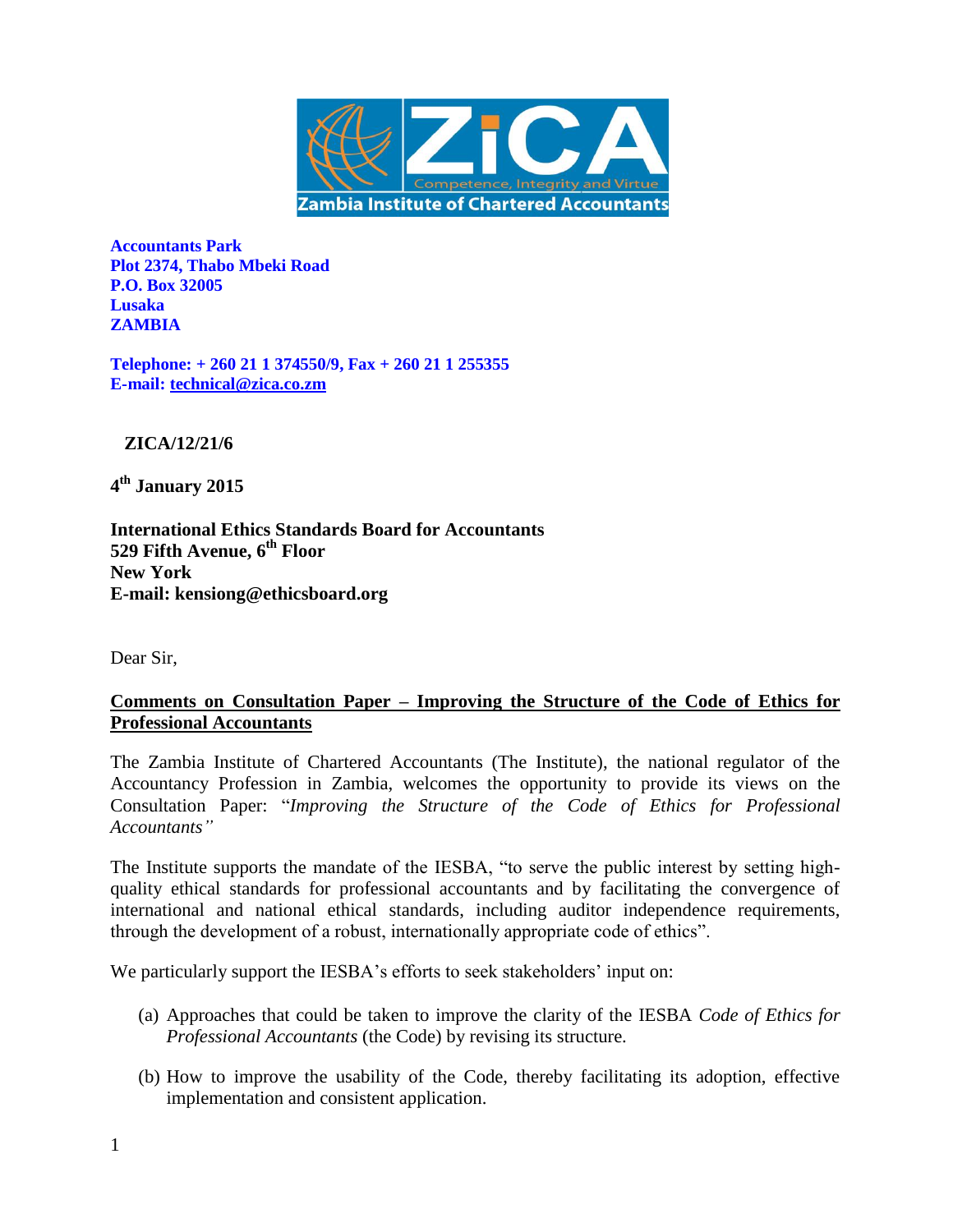**ZiCA**
Competence, Integrity and Virtue
**Zambia Institute of Chartered Accountants**

**Accountants Park**
**Plot 2374, Thabo Mbeki Road**
**P.O. Box 32005**
**Lusaka**
**ZAMBIA**

**Telephone: + 260 21 1 374550/9, Fax + 260 21 1 255355**
**E-mail: technical@zica.co.zm**

**ZICA/12/21/6**

**4th January 2015**

**International Ethics Standards Board for Accountants**
**529 Fifth Avenue, 6th Floor**
**New York**
**E-mail: kensiong@ethicsboard.org**

Dear Sir,

**Comments on Consultation Paper – Improving the Structure of the Code of Ethics for Professional Accountants**

The Zambia Institute of Chartered Accountants (The Institute), the national regulator of the Accountancy Profession in Zambia, welcomes the opportunity to provide its views on the Consultation Paper: "*Improving the Structure of the Code of Ethics for Professional Accountants"*

The Institute supports the mandate of the IESBA, "to serve the public interest by setting high-quality ethical standards for professional accountants and by facilitating the convergence of international and national ethical standards, including auditor independence requirements, through the development of a robust, internationally appropriate code of ethics".

We particularly support the IESBA's efforts to seek stakeholders' input on:

(a) Approaches that could be taken to improve the clarity of the IESBA *Code of Ethics for Professional Accountants* (the Code) by revising its structure.

(b) How to improve the usability of the Code, thereby facilitating its adoption, effective implementation and consistent application.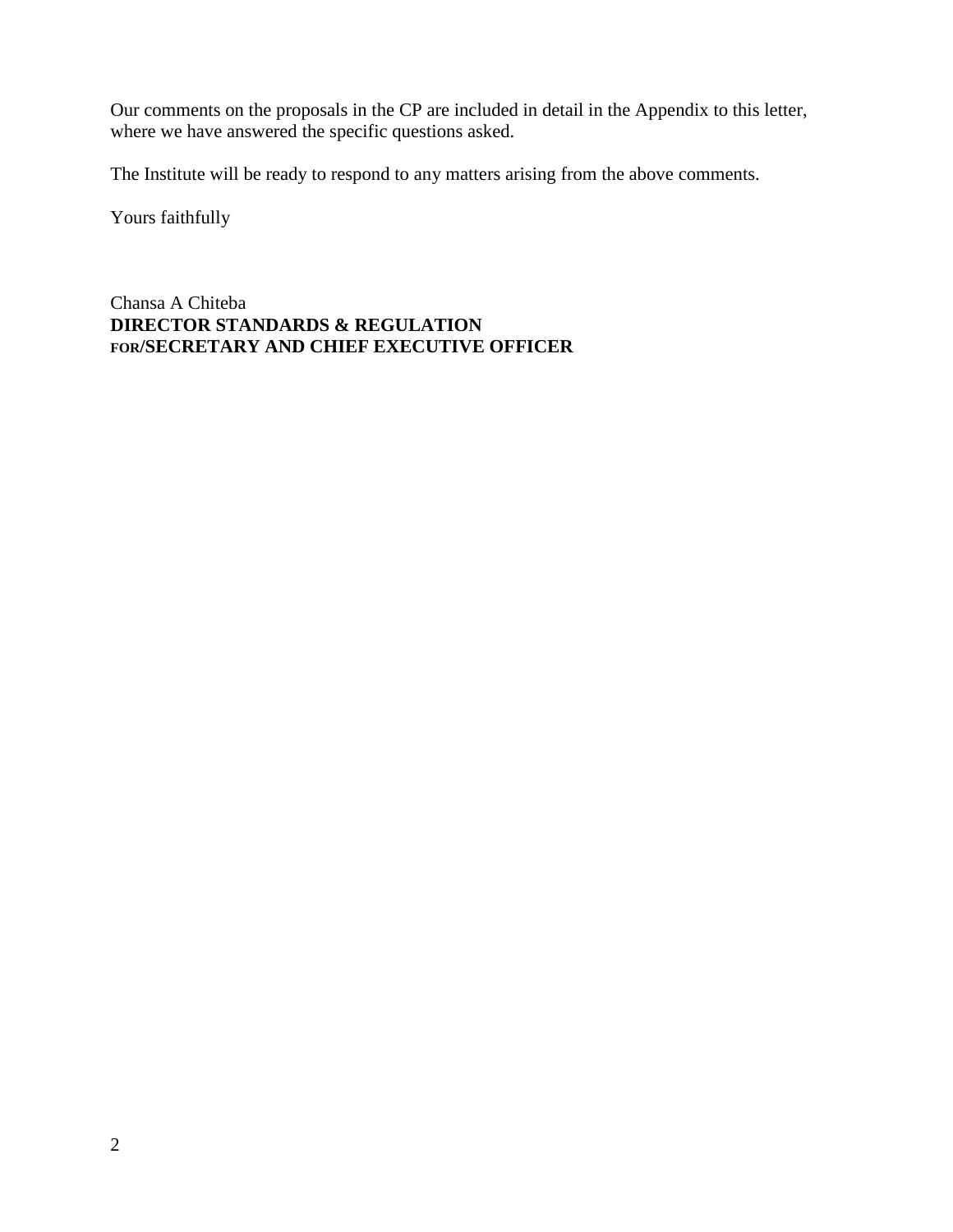Our comments on the proposals in the CP are included in detail in the Appendix to this letter, where we have answered the specific questions asked.

The Institute will be ready to respond to any matters arising from the above comments.

Yours faithfully

Chansa A Chiteba
**DIRECTOR STANDARDS & REGULATION**
**FOR/SECRETARY AND CHIEF EXECUTIVE OFFICER**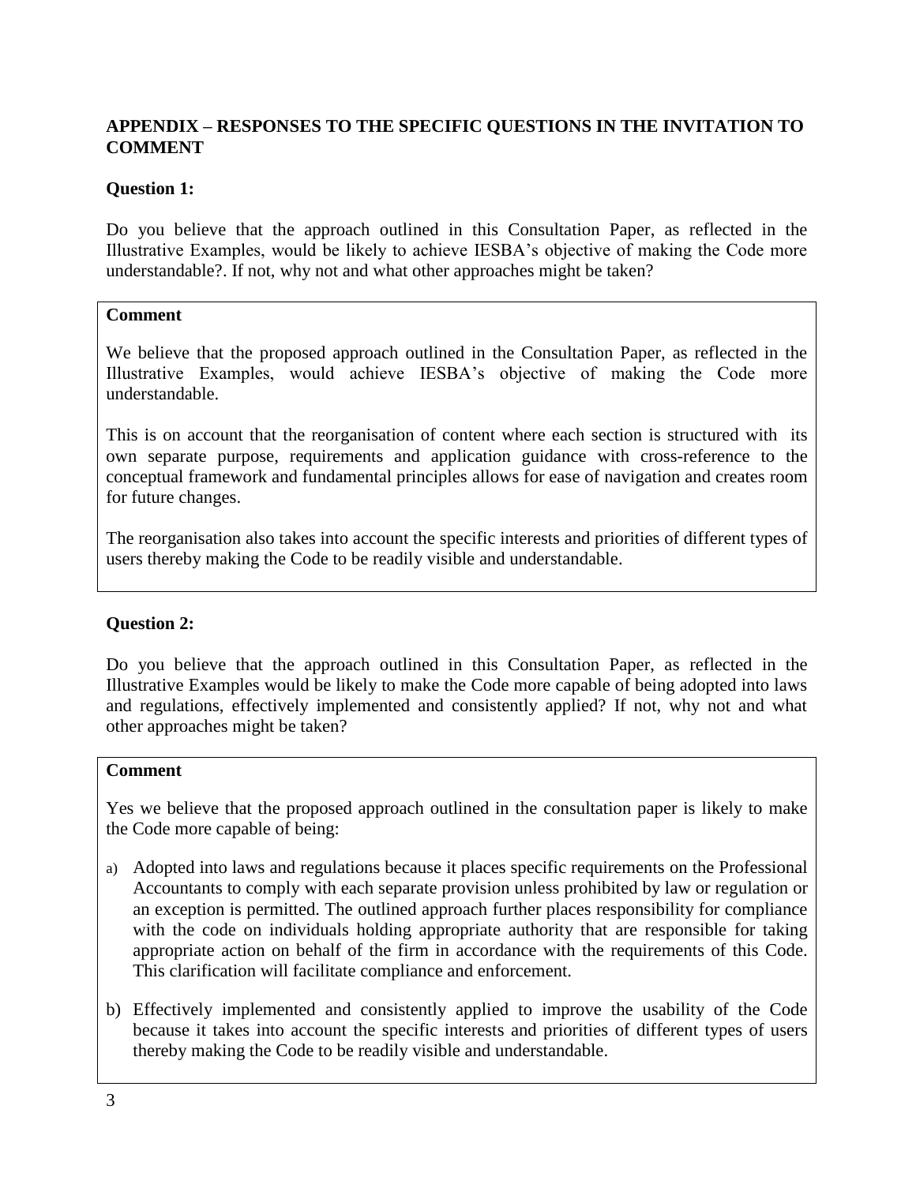**APPENDIX – RESPONSES TO THE SPECIFIC QUESTIONS IN THE INVITATION TO COMMENT**

**Question 1:**

Do you believe that the approach outlined in this Consultation Paper, as reflected in the Illustrative Examples, would be likely to achieve IESBA's objective of making the Code more understandable?. If not, why not and what other approaches might be taken?

**Comment**

We believe that the proposed approach outlined in the Consultation Paper, as reflected in the Illustrative Examples, would achieve IESBA's objective of making the Code more understandable.

This is on account that the reorganisation of content where each section is structured with its own separate purpose, requirements and application guidance with cross-reference to the conceptual framework and fundamental principles allows for ease of navigation and creates room for future changes.

The reorganisation also takes into account the specific interests and priorities of different types of users thereby making the Code to be readily visible and understandable.

**Question 2:**

Do you believe that the approach outlined in this Consultation Paper, as reflected in the Illustrative Examples would be likely to make the Code more capable of being adopted into laws and regulations, effectively implemented and consistently applied? If not, why not and what other approaches might be taken?

**Comment**

Yes we believe that the proposed approach outlined in the consultation paper is likely to make the Code more capable of being:

a) Adopted into laws and regulations because it places specific requirements on the Professional Accountants to comply with each separate provision unless prohibited by law or regulation or an exception is permitted. The outlined approach further places responsibility for compliance with the code on individuals holding appropriate authority that are responsible for taking appropriate action on behalf of the firm in accordance with the requirements of this Code. This clarification will facilitate compliance and enforcement.

b) Effectively implemented and consistently applied to improve the usability of the Code because it takes into account the specific interests and priorities of different types of users thereby making the Code to be readily visible and understandable.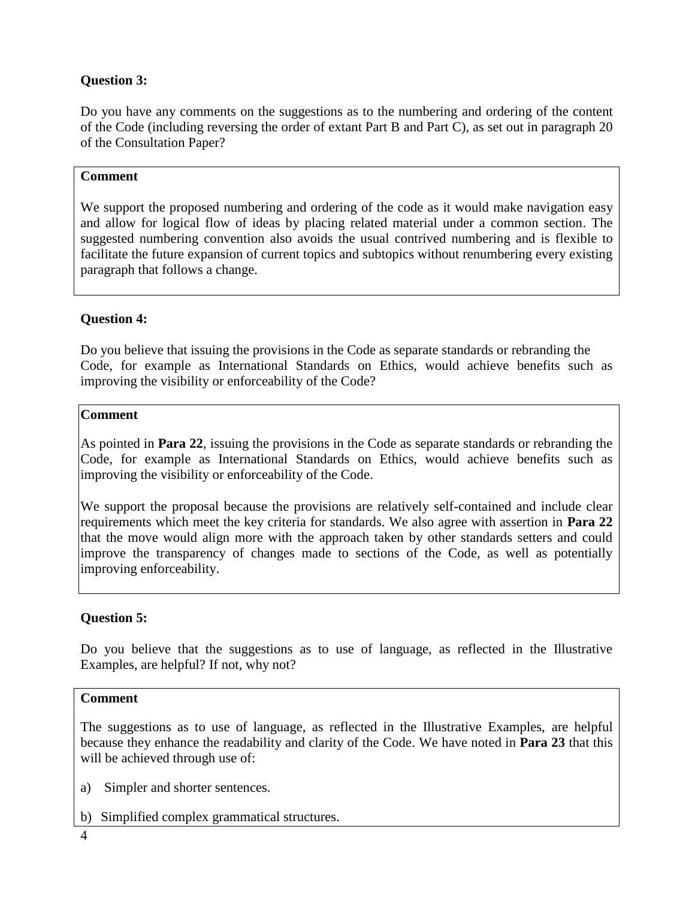**Question 3:**

Do you have any comments on the suggestions as to the numbering and ordering of the content of the Code (including reversing the order of extant Part B and Part C), as set out in paragraph 20 of the Consultation Paper?

**Comment**

We support the proposed numbering and ordering of the code as it would make navigation easy and allow for logical flow of ideas by placing related material under a common section. The suggested numbering convention also avoids the usual contrived numbering and is flexible to facilitate the future expansion of current topics and subtopics without renumbering every existing paragraph that follows a change.

**Question 4:**

Do you believe that issuing the provisions in the Code as separate standards or rebranding the Code, for example as International Standards on Ethics, would achieve benefits such as improving the visibility or enforceability of the Code?

**Comment**

As pointed in **Para 22**, issuing the provisions in the Code as separate standards or rebranding the Code, for example as International Standards on Ethics, would achieve benefits such as improving the visibility or enforceability of the Code.

We support the proposal because the provisions are relatively self-contained and include clear requirements which meet the key criteria for standards. We also agree with assertion in **Para 22** that the move would align more with the approach taken by other standards setters and could improve the transparency of changes made to sections of the Code, as well as potentially improving enforceability.

**Question 5:**

Do you believe that the suggestions as to use of language, as reflected in the Illustrative Examples, are helpful? If not, why not?

**Comment**

The suggestions as to use of language, as reflected in the Illustrative Examples, are helpful because they enhance the readability and clarity of the Code. We have noted in **Para 23** that this will be achieved through use of:

a) Simpler and shorter sentences.

b) Simplified complex grammatical structures.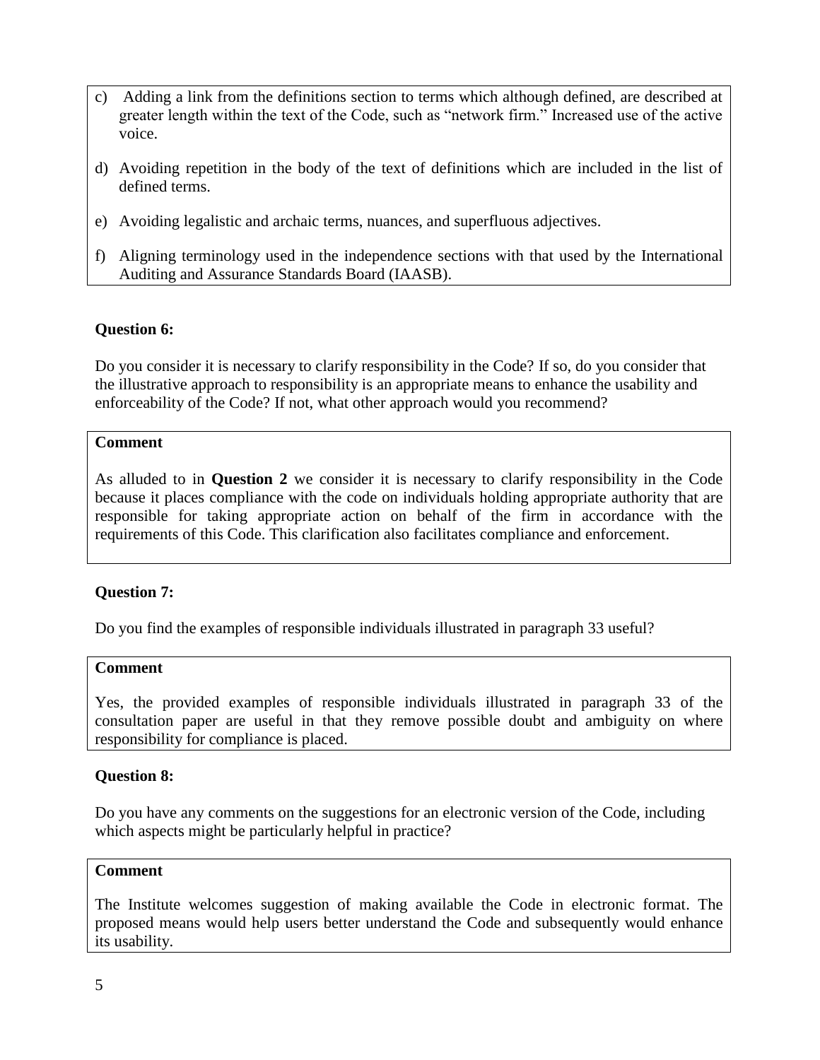c) Adding a link from the definitions section to terms which although defined, are described at greater length within the text of the Code, such as "network firm." Increased use of the active voice.

d) Avoiding repetition in the body of the text of definitions which are included in the list of defined terms.

e) Avoiding legalistic and archaic terms, nuances, and superfluous adjectives.

f) Aligning terminology used in the independence sections with that used by the International Auditing and Assurance Standards Board (IAASB).

**Question 6:**

Do you consider it is necessary to clarify responsibility in the Code? If so, do you consider that the illustrative approach to responsibility is an appropriate means to enhance the usability and enforceability of the Code? If not, what other approach would you recommend?

**Comment**

As alluded to in **Question 2** we consider it is necessary to clarify responsibility in the Code because it places compliance with the code on individuals holding appropriate authority that are responsible for taking appropriate action on behalf of the firm in accordance with the requirements of this Code. This clarification also facilitates compliance and enforcement.

**Question 7:**

Do you find the examples of responsible individuals illustrated in paragraph 33 useful?

**Comment**

Yes, the provided examples of responsible individuals illustrated in paragraph 33 of the consultation paper are useful in that they remove possible doubt and ambiguity on where responsibility for compliance is placed.

**Question 8:**

Do you have any comments on the suggestions for an electronic version of the Code, including which aspects might be particularly helpful in practice?

**Comment**

The Institute welcomes suggestion of making available the Code in electronic format. The proposed means would help users better understand the Code and subsequently would enhance its usability.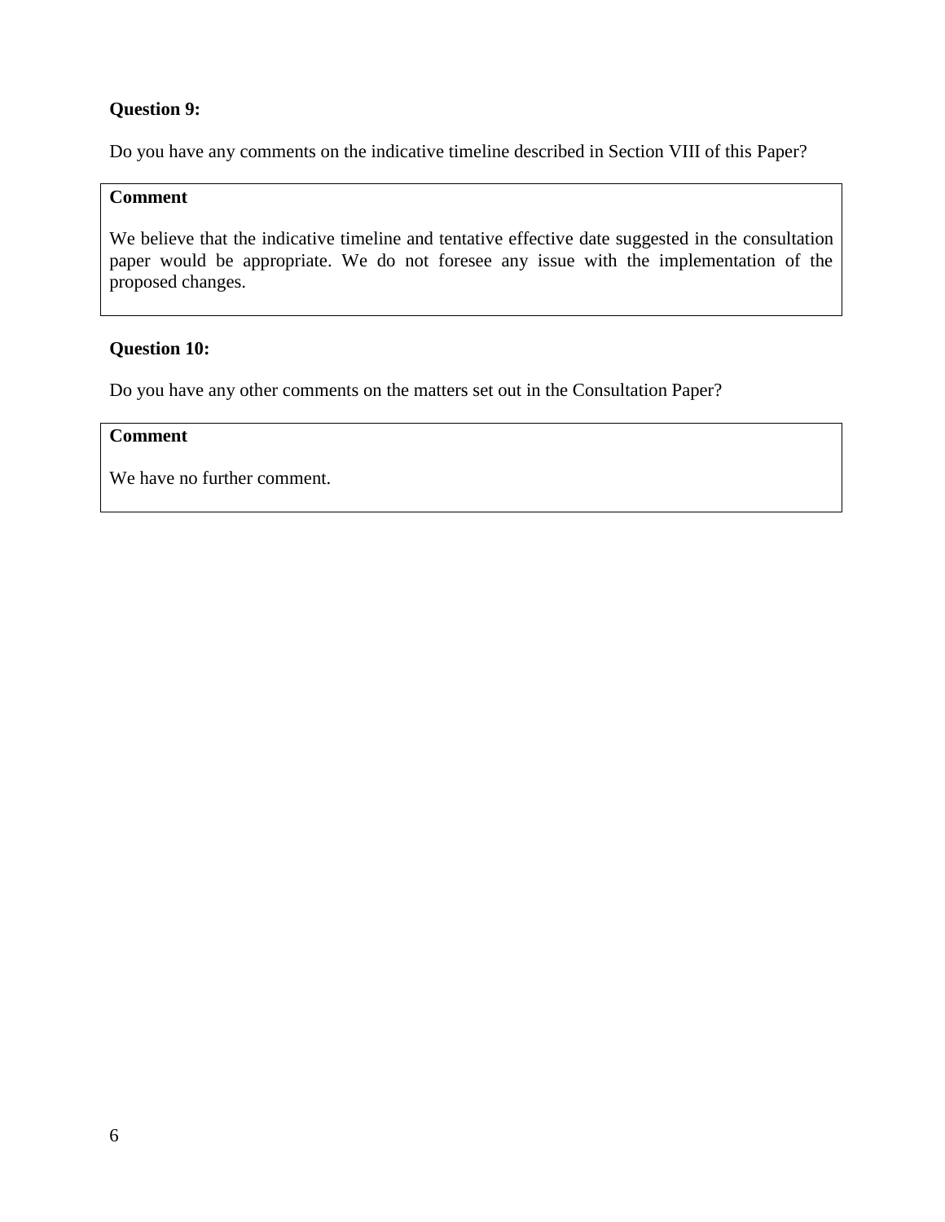**Question 9:**

Do you have any comments on the indicative timeline described in Section VIII of this Paper?

| **Comment** |
| --- |
| We believe that the indicative timeline and tentative effective date suggested in the consultation paper would be appropriate. We do not foresee any issue with the implementation of the proposed changes. |

**Question 10:**

Do you have any other comments on the matters set out in the Consultation Paper?

| **Comment** |
| --- |
| We have no further comment. |